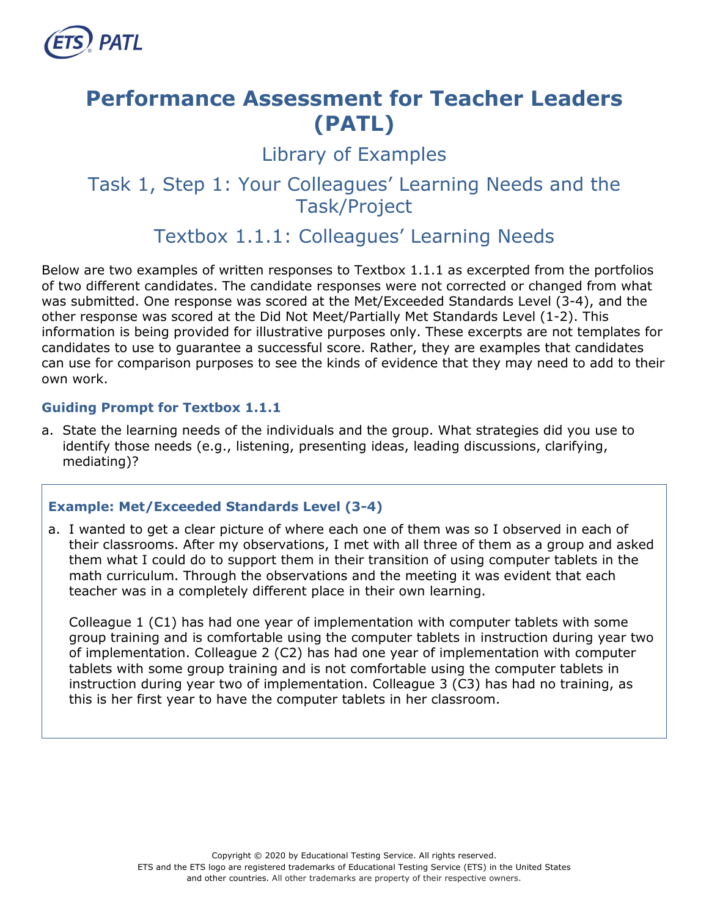# Performance Assessment for Teacher Leaders (PATL)

## Library of Examples

## Task 1, Step 1: Your Colleagues' Learning Needs and the Task/Project

## Textbox 1.1.1: Colleagues' Learning Needs

Below are two examples of written responses to Textbox 1.1.1 as excerpted from the portfolios of two different candidates. The candidate responses were not corrected or changed from what was submitted. One response was scored at the Met/Exceeded Standards Level (3-4), and the other response was scored at the Did Not Meet/Partially Met Standards Level (1-2). This information is being provided for illustrative purposes only. These excerpts are not templates for candidates to use to guarantee a successful score. Rather, they are examples that candidates can use for comparison purposes to see the kinds of evidence that they may need to add to their own work.

### Guiding Prompt for Textbox 1.1.1

a. State the learning needs of the individuals and the group. What strategies did you use to identify those needs (e.g., listening, presenting ideas, leading discussions, clarifying, mediating)?

### Example: Met/Exceeded Standards Level (3-4)

a. I wanted to get a clear picture of where each one of them was so I observed in each of their classrooms. After my observations, I met with all three of them as a group and asked them what I could do to support them in their transition of using computer tablets in the math curriculum. Through the observations and the meeting it was evident that each teacher was in a completely different place in their own learning.

   Colleague 1 (C1) has had one year of implementation with computer tablets with some group training and is comfortable using the computer tablets in instruction during year two of implementation. Colleague 2 (C2) has had one year of implementation with computer tablets with some group training and is not comfortable using the computer tablets in instruction during year two of implementation. Colleague 3 (C3) has had no training, as this is her first year to have the computer tablets in her classroom.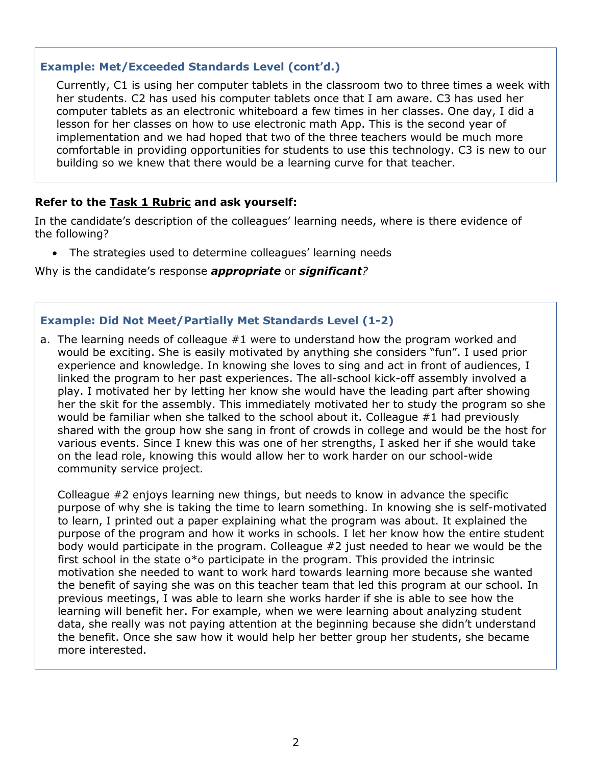### Example: Met/Exceeded Standards Level (cont'd.)

Currently, C1 is using her computer tablets in the classroom two to three times a week with her students. C2 has used his computer tablets once that I am aware. C3 has used her computer tablets as an electronic whiteboard a few times in her classes. One day, I did a lesson for her classes on how to use electronic math App. This is the second year of implementation and we had hoped that two of the three teachers would be much more comfortable in providing opportunities for students to use this technology. C3 is new to our building so we knew that there would be a learning curve for that teacher.

**Refer to the Task 1 Rubric and ask yourself:**

In the candidate's description of the colleagues' learning needs, where is there evidence of the following?

- The strategies used to determine colleagues' learning needs

Why is the candidate's response ***appropriate*** or ***significant****?*

### Example: Did Not Meet/Partially Met Standards Level (1-2)

a. The learning needs of colleague #1 were to understand how the program worked and would be exciting. She is easily motivated by anything she considers "fun". I used prior experience and knowledge. In knowing she loves to sing and act in front of audiences, I linked the program to her past experiences. The all-school kick-off assembly involved a play. I motivated her by letting her know she would have the leading part after showing her the skit for the assembly. This immediately motivated her to study the program so she would be familiar when she talked to the school about it. Colleague #1 had previously shared with the group how she sang in front of crowds in college and would be the host for various events. Since I knew this was one of her strengths, I asked her if she would take on the lead role, knowing this would allow her to work harder on our school-wide community service project.

   Colleague #2 enjoys learning new things, but needs to know in advance the specific purpose of why she is taking the time to learn something. In knowing she is self-motivated to learn, I printed out a paper explaining what the program was about. It explained the purpose of the program and how it works in schools. I let her know how the entire student body would participate in the program. Colleague #2 just needed to hear we would be the first school in the state o*o participate in the program. This provided the intrinsic motivation she needed to want to work hard towards learning more because she wanted the benefit of saying she was on this teacher team that led this program at our school. In previous meetings, I was able to learn she works harder if she is able to see how the learning will benefit her. For example, when we were learning about analyzing student data, she really was not paying attention at the beginning because she didn't understand the benefit. Once she saw how it would help her better group her students, she became more interested.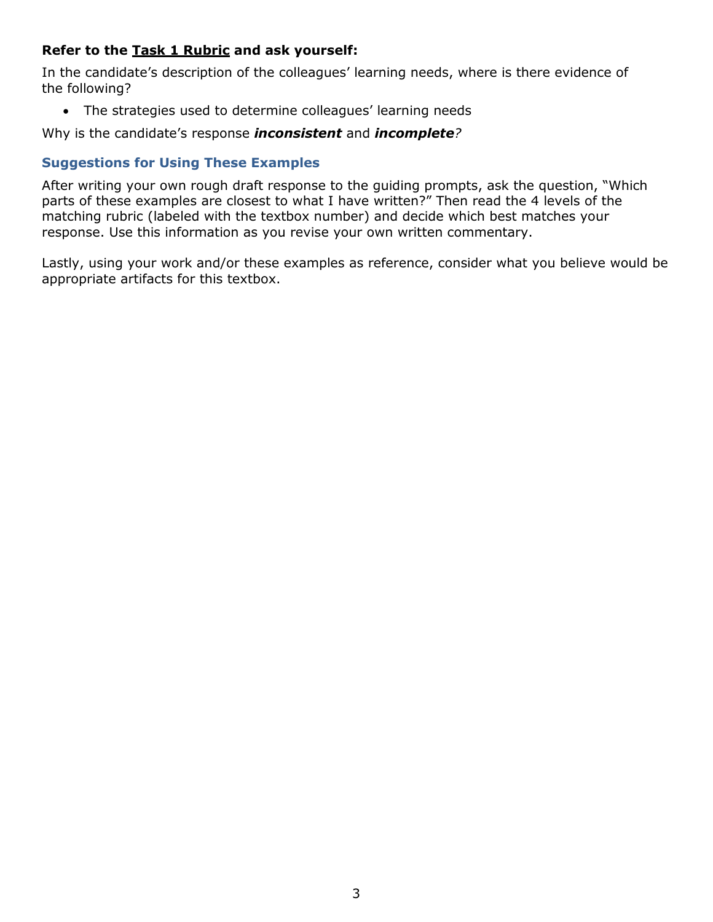**Refer to the Task 1 Rubric and ask yourself:**

In the candidate's description of the colleagues' learning needs, where is there evidence of the following?

- The strategies used to determine colleagues' learning needs

Why is the candidate's response ***inconsistent*** and ***incomplete****?*

### Suggestions for Using These Examples

After writing your own rough draft response to the guiding prompts, ask the question, "Which parts of these examples are closest to what I have written?" Then read the 4 levels of the matching rubric (labeled with the textbox number) and decide which best matches your response. Use this information as you revise your own written commentary.

Lastly, using your work and/or these examples as reference, consider what you believe would be appropriate artifacts for this textbox.